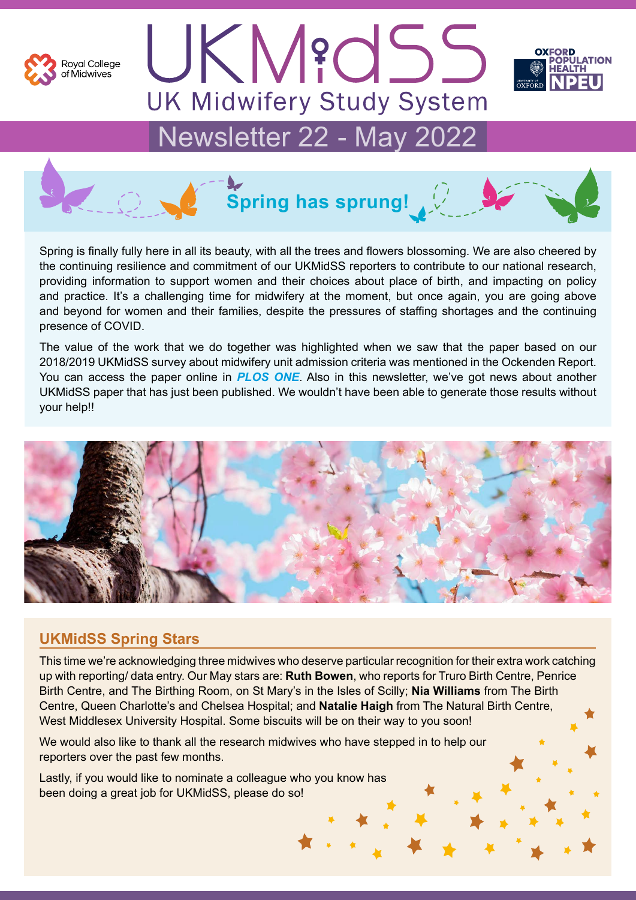Royal College of Midwives

# UKMidSS
## UK Midwifery Study System

OXFORD POPULATION HEALTH NPEU

## Newsletter 22 - May 2022

## Spring has sprung!

Spring is finally fully here in all its beauty, with all the trees and flowers blossoming. We are also cheered by the continuing resilience and commitment of our UKMidSS reporters to contribute to our national research, providing information to support women and their choices about place of birth, and impacting on policy and practice. It's a challenging time for midwifery at the moment, but once again, you are going above and beyond for women and their families, despite the pressures of staffing shortages and the continuing presence of COVID.

The value of the work that we do together was highlighted when we saw that the paper based on our 2018/2019 UKMidSS survey about midwifery unit admission criteria was mentioned in the Ockenden Report. You can access the paper online in ***PLOS ONE***. Also in this newsletter, we've got news about another UKMidSS paper that has just been published. We wouldn't have been able to generate those results without your help!!

## UKMidSS Spring Stars

This time we're acknowledging three midwives who deserve particular recognition for their extra work catching up with reporting/ data entry. Our May stars are: **Ruth Bowen**, who reports for Truro Birth Centre, Penrice Birth Centre, and The Birthing Room, on St Mary's in the Isles of Scilly; **Nia Williams** from The Birth Centre, Queen Charlotte's and Chelsea Hospital; and **Natalie Haigh** from The Natural Birth Centre, West Middlesex University Hospital. Some biscuits will be on their way to you soon!

We would also like to thank all the research midwives who have stepped in to help our reporters over the past few months.

Lastly, if you would like to nominate a colleague who you know has been doing a great job for UKMidSS, please do so!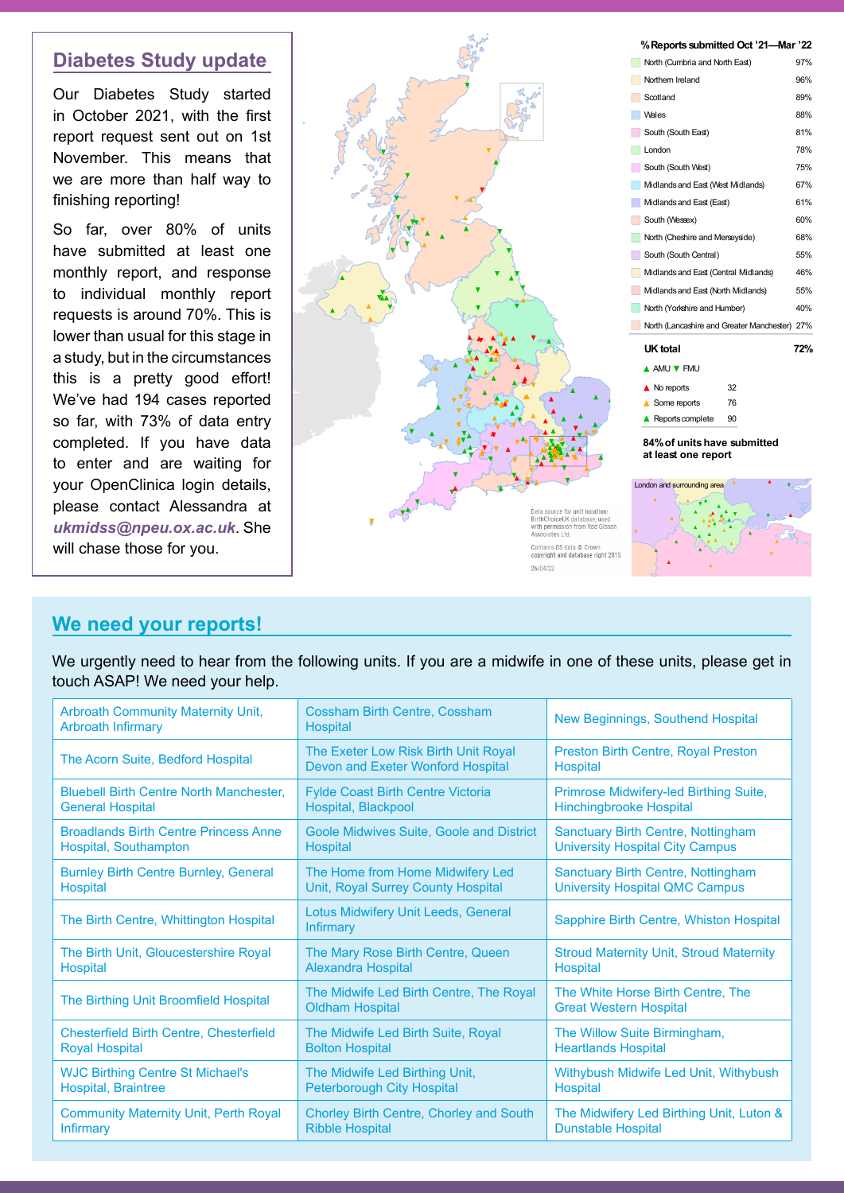## Diabetes Study update

Our Diabetes Study started in October 2021, with the first report request sent out on 1st November. This means that we are more than half way to finishing reporting!

So far, over 80% of units have submitted at least one monthly report, and response to individual monthly report requests is around 70%. This is lower than usual for this stage in a study, but in the circumstances this is a pretty good effort! We've had 194 cases reported so far, with 73% of data entry completed. If you have data to enter and are waiting for your OpenClinica login details, please contact Alessandra at ***ukmidss@npeu.ox.ac.uk***. She will chase those for you.

**% Reports submitted Oct '21—Mar '22**

| Region | % |
|---|---|
| North (Cumbria and North East) | 97% |
| Northern Ireland | 96% |
| Scotland | 89% |
| Wales | 88% |
| South (South East) | 81% |
| London | 78% |
| South (South West) | 75% |
| Midlands and East (West Midlands) | 67% |
| Midlands and East (East) | 61% |
| South (Wessex) | 60% |
| North (Cheshire and Merseyside) | 68% |
| South (South Central) | 55% |
| Midlands and East (Central Midlands) | 46% |
| Midlands and East (North Midlands) | 55% |
| North (Yorkshire and Humber) | 40% |
| North (Lancashire and Greater Manchester) | 27% |
| **UK total** | **72%** |

▲ AMU ▼ FMU

| | |
|---|---|
| No reports | 32 |
| Some reports | 76 |
| Reports complete | 90 |

**84% of units have submitted at least one report**

London and surrounding area

Data source for unit location: BirthChoiceUK database; used with permission from Rod Gibson Associates Ltd.

Contains OS data © Crown copyright and database right 2015

26/04/22

## We need your reports!

We urgently need to hear from the following units. If you are a midwife in one of these units, please get in touch ASAP! We need your help.

| | | |
|---|---|---|
| Arbroath Community Maternity Unit, Arbroath Infirmary | Cossham Birth Centre, Cossham Hospital | New Beginnings, Southend Hospital |
| The Acorn Suite, Bedford Hospital | The Exeter Low Risk Birth Unit Royal Devon and Exeter Wonford Hospital | Preston Birth Centre, Royal Preston Hospital |
| Bluebell Birth Centre North Manchester, General Hospital | Fylde Coast Birth Centre Victoria Hospital, Blackpool | Primrose Midwifery-led Birthing Suite, Hinchingbrooke Hospital |
| Broadlands Birth Centre Princess Anne Hospital, Southampton | Goole Midwives Suite, Goole and District Hospital | Sanctuary Birth Centre, Nottingham University Hospital City Campus |
| Burnley Birth Centre Burnley, General Hospital | The Home from Home Midwifery Led Unit, Royal Surrey County Hospital | Sanctuary Birth Centre, Nottingham University Hospital QMC Campus |
| The Birth Centre, Whittington Hospital | Lotus Midwifery Unit Leeds, General Infirmary | Sapphire Birth Centre, Whiston Hospital |
| The Birth Unit, Gloucestershire Royal Hospital | The Mary Rose Birth Centre, Queen Alexandra Hospital | Stroud Maternity Unit, Stroud Maternity Hospital |
| The Birthing Unit Broomfield Hospital | The Midwife Led Birth Centre, The Royal Oldham Hospital | The White Horse Birth Centre, The Great Western Hospital |
| Chesterfield Birth Centre, Chesterfield Royal Hospital | The Midwife Led Birth Suite, Royal Bolton Hospital | The Willow Suite Birmingham, Heartlands Hospital |
| WJC Birthing Centre St Michael's Hospital, Braintree | The Midwife Led Birthing Unit, Peterborough City Hospital | Withybush Midwife Led Unit, Withybush Hospital |
| Community Maternity Unit, Perth Royal Infirmary | Chorley Birth Centre, Chorley and South Ribble Hospital | The Midwifery Led Birthing Unit, Luton & Dunstable Hospital |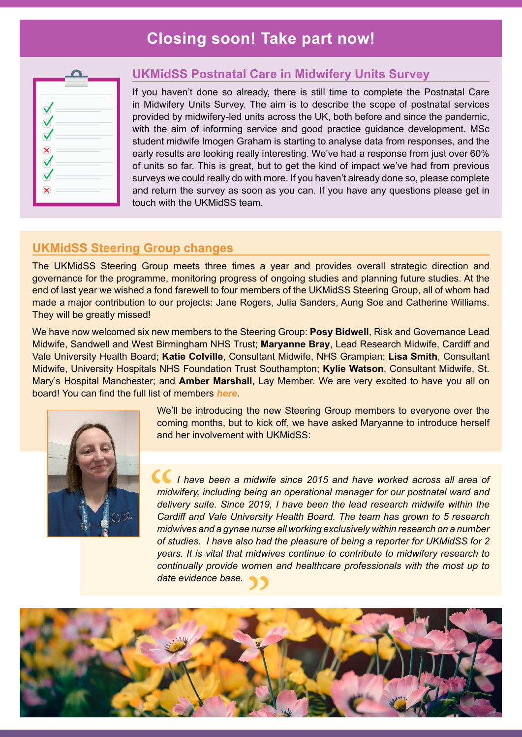# Closing soon! Take part now!

## UKMidSS Postnatal Care in Midwifery Units Survey

If you haven't done so already, there is still time to complete the Postnatal Care in Midwifery Units Survey. The aim is to describe the scope of postnatal services provided by midwifery-led units across the UK, both before and since the pandemic, with the aim of informing service and good practice guidance development. MSc student midwife Imogen Graham is starting to analyse data from responses, and the early results are looking really interesting. We've had a response from just over 60% of units so far. This is great, but to get the kind of impact we've had from previous surveys we could really do with more. If you haven't already done so, please complete and return the survey as soon as you can. If you have any questions please get in touch with the UKMidSS team.

## UKMidSS Steering Group changes

The UKMidSS Steering Group meets three times a year and provides overall strategic direction and governance for the programme, monitoring progress of ongoing studies and planning future studies. At the end of last year we wished a fond farewell to four members of the UKMidSS Steering Group, all of whom had made a major contribution to our projects: Jane Rogers, Julia Sanders, Aung Soe and Catherine Williams. They will be greatly missed!

We have now welcomed six new members to the Steering Group: **Posy Bidwell**, Risk and Governance Lead Midwife, Sandwell and West Birmingham NHS Trust; **Maryanne Bray**, Lead Research Midwife, Cardiff and Vale University Health Board; **Katie Colville**, Consultant Midwife, NHS Grampian; **Lisa Smith**, Consultant Midwife, University Hospitals NHS Foundation Trust Southampton; **Kylie Watson**, Consultant Midwife, St. Mary's Hospital Manchester; and **Amber Marshall**, Lay Member. We are very excited to have you all on board! You can find the full list of members *here*.

We'll be introducing the new Steering Group members to everyone over the coming months, but to kick off, we have asked Maryanne to introduce herself and her involvement with UKMidSS:

> *I have been a midwife since 2015 and have worked across all area of midwifery, including being an operational manager for our postnatal ward and delivery suite. Since 2019, I have been the lead research midwife within the Cardiff and Vale University Health Board. The team has grown to 5 research midwives and a gynae nurse all working exclusively within research on a number of studies. I have also had the pleasure of being a reporter for UKMidSS for 2 years. It is vital that midwives continue to contribute to midwifery research to continually provide women and healthcare professionals with the most up to date evidence base.*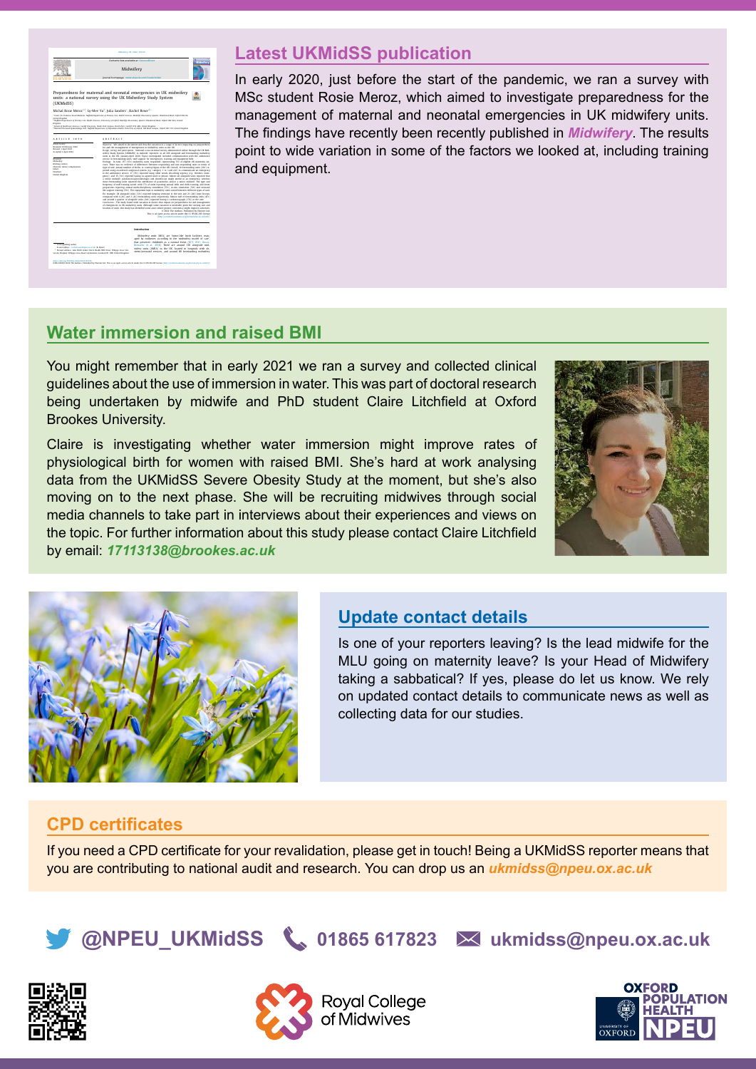## Latest UKMidSS publication

In early 2020, just before the start of the pandemic, we ran a survey with MSc student Rosie Meroz, which aimed to investigate preparedness for the management of maternal and neonatal emergencies in UK midwifery units. The findings have recently been recently published in ***Midwifery***. The results point to wide variation in some of the factors we looked at, including training and equipment.

## Water immersion and raised BMI

You might remember that in early 2021 we ran a survey and collected clinical guidelines about the use of immersion in water. This was part of doctoral research being undertaken by midwife and PhD student Claire Litchfield at Oxford Brookes University.

Claire is investigating whether water immersion might improve rates of physiological birth for women with raised BMI. She's hard at work analysing data from the UKMidSS Severe Obesity Study at the moment, but she's also moving on to the next phase. She will be recruiting midwives through social media channels to take part in interviews about their experiences and views on the topic. For further information about this study please contact Claire Litchfield by email: ***17113138@brookes.ac.uk***

## Update contact details

Is one of your reporters leaving? Is the lead midwife for the MLU going on maternity leave? Is your Head of Midwifery taking a sabbatical? If yes, please do let us know. We rely on updated contact details to communicate news as well as collecting data for our studies.

## CPD certificates

If you need a CPD certificate for your revalidation, please get in touch! Being a UKMidSS reporter means that you are contributing to national audit and research. You can drop us an ***ukmidss@npeu.ox.ac.uk***

**@NPEU_UKMidSS** **01865 617823** **ukmidss@npeu.ox.ac.uk**

Royal College of Midwives

OXFORD POPULATION HEALTH NPEU